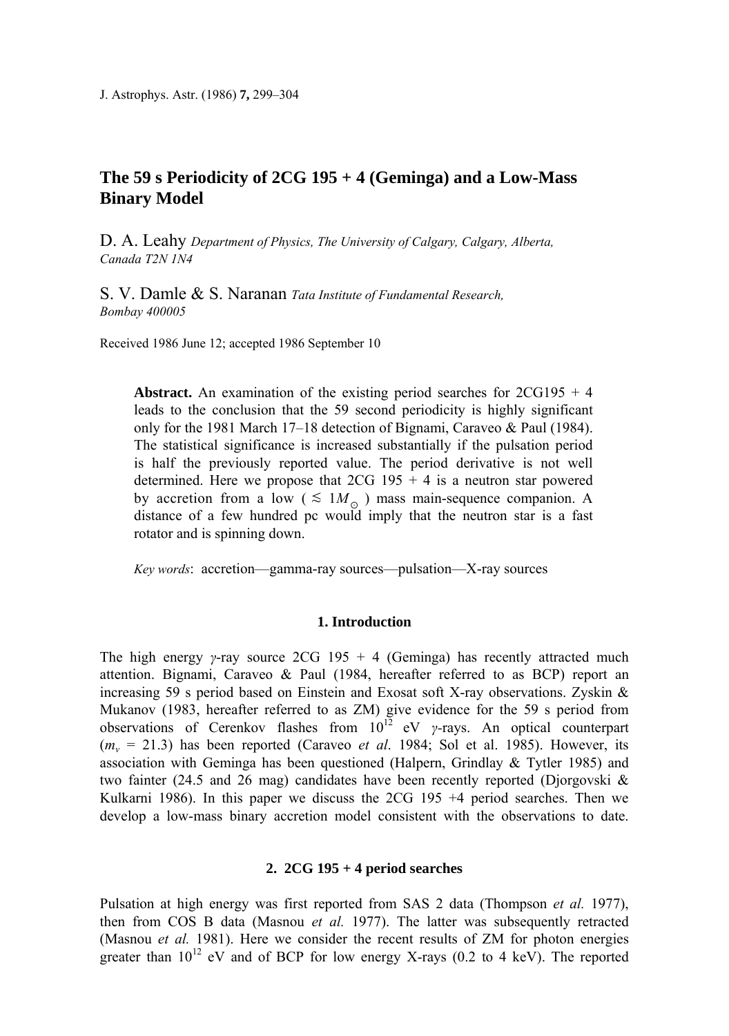# The 59 s Periodicity of 2CG 195 + 4 (Geminga) and a Low-Mass Binary Model

D. A. Leahy *Department of Physics, The University of Calgary, Calgary, Alberta, Canada T2N 1N4*

S. V. Damle & S. Naranan *Tata Institute of Fundamental Research, Bombay 400005*

Received 1986 June 12; accepted 1986 September 10

> **Abstract.** An examination of the existing period searches for 2CG195 + 4 leads to the conclusion that the 59 second periodicity is highly significant only for the 1981 March 17–18 detection of Bignami, Caraveo & Paul (1984). The statistical significance is increased substantially if the pulsation period is half the previously reported value. The period derivative is not well determined. Here we propose that 2CG 195 + 4 is a neutron star powered by accretion from a low ( $\lesssim 1 M_\odot$ ) mass main-sequence companion. A distance of a few hundred pc would imply that the neutron star is a fast rotator and is spinning down.
>
> *Key words*: accretion—gamma-ray sources—pulsation—X-ray sources

## 1. Introduction

The high energy *γ*-ray source 2CG 195 + 4 (Geminga) has recently attracted much attention. Bignami, Caraveo & Paul (1984, hereafter referred to as BCP) report an increasing 59 s period based on Einstein and Exosat soft X-ray observations. Zyskin & Mukanov (1983, hereafter referred to as ZM) give evidence for the 59 s period from observations of Cerenkov flashes from $10^{12}$ eV *γ*-rays. An optical counterpart ($m_v$ = 21.3) has been reported (Caraveo *et al*. 1984; Sol et al. 1985). However, its association with Geminga has been questioned (Halpern, Grindlay & Tytler 1985) and two fainter (24.5 and 26 mag) candidates have been recently reported (Djorgovski & Kulkarni 1986). In this paper we discuss the 2CG 195 +4 period searches. Then we develop a low-mass binary accretion model consistent with the observations to date.

## 2. 2CG 195 + 4 period searches

Pulsation at high energy was first reported from SAS 2 data (Thompson *et al.* 1977), then from COS B data (Masnou *et al.* 1977). The latter was subsequently retracted (Masnou *et al.* 1981). Here we consider the recent results of ZM for photon energies greater than $10^{12}$ eV and of BCP for low energy X-rays (0.2 to 4 keV). The reported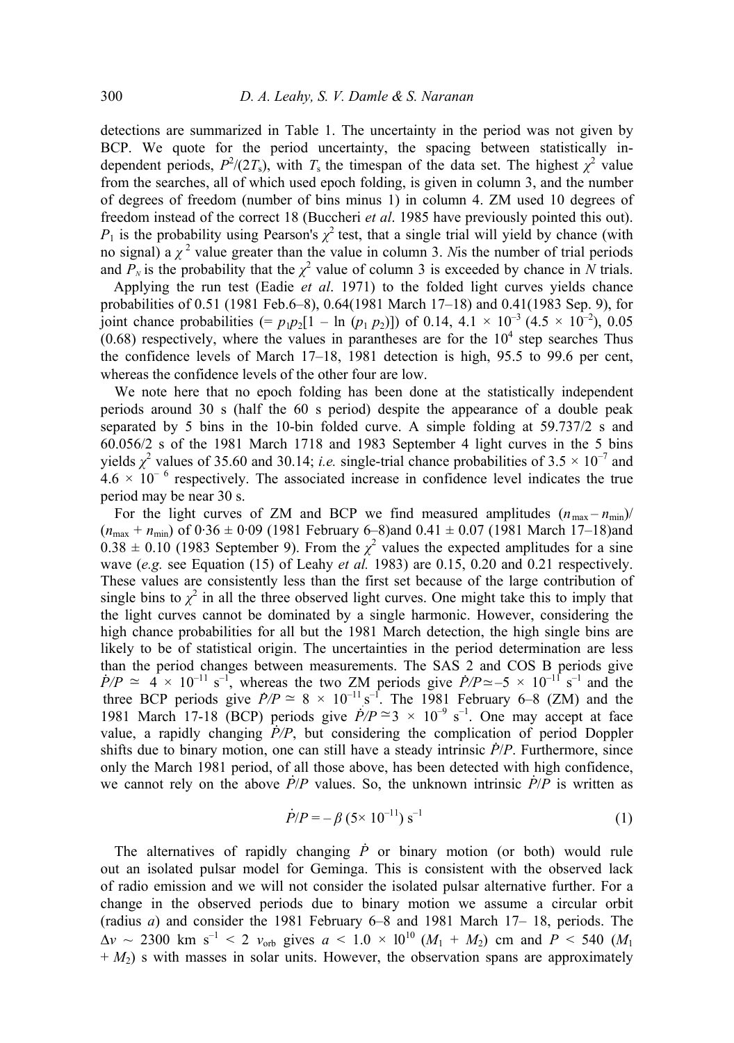detections are summarized in Table 1. The uncertainty in the period was not given by BCP. We quote for the period uncertainty, the spacing between statistically independent periods, $P^2/(2T_s)$, with $T_s$ the timespan of the data set. The highest $\chi^2$ value from the searches, all of which used epoch folding, is given in column 3, and the number of degrees of freedom (number of bins minus 1) in column 4. ZM used 10 degrees of freedom instead of the correct 18 (Buccheri *et al*. 1985 have previously pointed this out). $P_1$ is the probability using Pearson's $\chi^2$ test, that a single trial will yield by chance (with no signal) a $\chi^2$ value greater than the value in column 3. *N* is the number of trial periods and $P_N$ is the probability that the $\chi^2$ value of column 3 is exceeded by chance in *N* trials.

Applying the run test (Eadie *et al*. 1971) to the folded light curves yields chance probabilities of 0.51 (1981 Feb.6–8), 0.64(1981 March 17–18) and 0.41(1983 Sep. 9), for joint chance probabilities (= $p_1p_2[1 - \ln(p_1 p_2)]$) of 0.14, $4.1 \times 10^{-3}$ ($4.5 \times 10^{-2}$), 0.05 (0.68) respectively, where the values in parantheses are for the $10^4$ step searches Thus the confidence levels of March 17–18, 1981 detection is high, 95.5 to 99.6 per cent, whereas the confidence levels of the other four are low.

We note here that no epoch folding has been done at the statistically independent periods around 30 s (half the 60 s period) despite the appearance of a double peak separated by 5 bins in the 10-bin folded curve. A simple folding at 59.737/2 s and 60.056/2 s of the 1981 March 1718 and 1983 September 4 light curves in the 5 bins yields $\chi^2$ values of 35.60 and 30.14; *i.e.* single-trial chance probabilities of $3.5 \times 10^{-7}$ and $4.6 \times 10^{-6}$ respectively. The associated increase in confidence level indicates the true period may be near 30 s.

For the light curves of ZM and BCP we find measured amplitudes $(n_{\max} - n_{\min})/(n_{\max} + n_{\min})$ of 0·36 ± 0·09 (1981 February 6–8)and 0.41 ± 0.07 (1981 March 17–18)and 0.38 ± 0.10 (1983 September 9). From the $\chi^2$ values the expected amplitudes for a sine wave (*e.g.* see Equation (15) of Leahy *et al.* 1983) are 0.15, 0.20 and 0.21 respectively. These values are consistently less than the first set because of the large contribution of single bins to $\chi^2$ in all the three observed light curves. One might take this to imply that the light curves cannot be dominated by a single harmonic. However, considering the high chance probabilities for all but the 1981 March detection, the high single bins are likely to be of statistical origin. The uncertainties in the period determination are less than the period changes between measurements. The SAS 2 and COS B periods give $\dot{P}/P \simeq 4 \times 10^{-11}$ s$^{-1}$, whereas the two ZM periods give $\dot{P}/P \simeq -5 \times 10^{-11}$ s$^{-1}$ and the three BCP periods give $\dot{P}/P \simeq 8 \times 10^{-11}$ s$^{-1}$. The 1981 February 6–8 (ZM) and the 1981 March 17-18 (BCP) periods give $\dot{P}/P \simeq 3 \times 10^{-9}$ s$^{-1}$. One may accept at face value, a rapidly changing $\dot{P}/P$, but considering the complication of period Doppler shifts due to binary motion, one can still have a steady intrinsic $\dot{P}/P$. Furthermore, since only the March 1981 period, of all those above, has been detected with high confidence, we cannot rely on the above $\dot{P}/P$ values. So, the unknown intrinsic $\dot{P}/P$ is written as

$$\dot{P}/P = -\beta\,(5 \times 10^{-11})\ \text{s}^{-1} \tag{1}$$

The alternatives of rapidly changing $\dot{P}$ or binary motion (or both) would rule out an isolated pulsar model for Geminga. This is consistent with the observed lack of radio emission and we will not consider the isolated pulsar alternative further. For a change in the observed periods due to binary motion we assume a circular orbit (radius $a$) and consider the 1981 February 6–8 and 1981 March 17– 18, periods. The $\Delta v \sim 2300$ km s$^{-1}$ < 2 $v_{\text{orb}}$ gives $a < 1.0 \times 10^{10}$ $(M_1 + M_2)$ cm and $P < 540$ $(M_1 + M_2)$ s with masses in solar units. However, the observation spans are approximately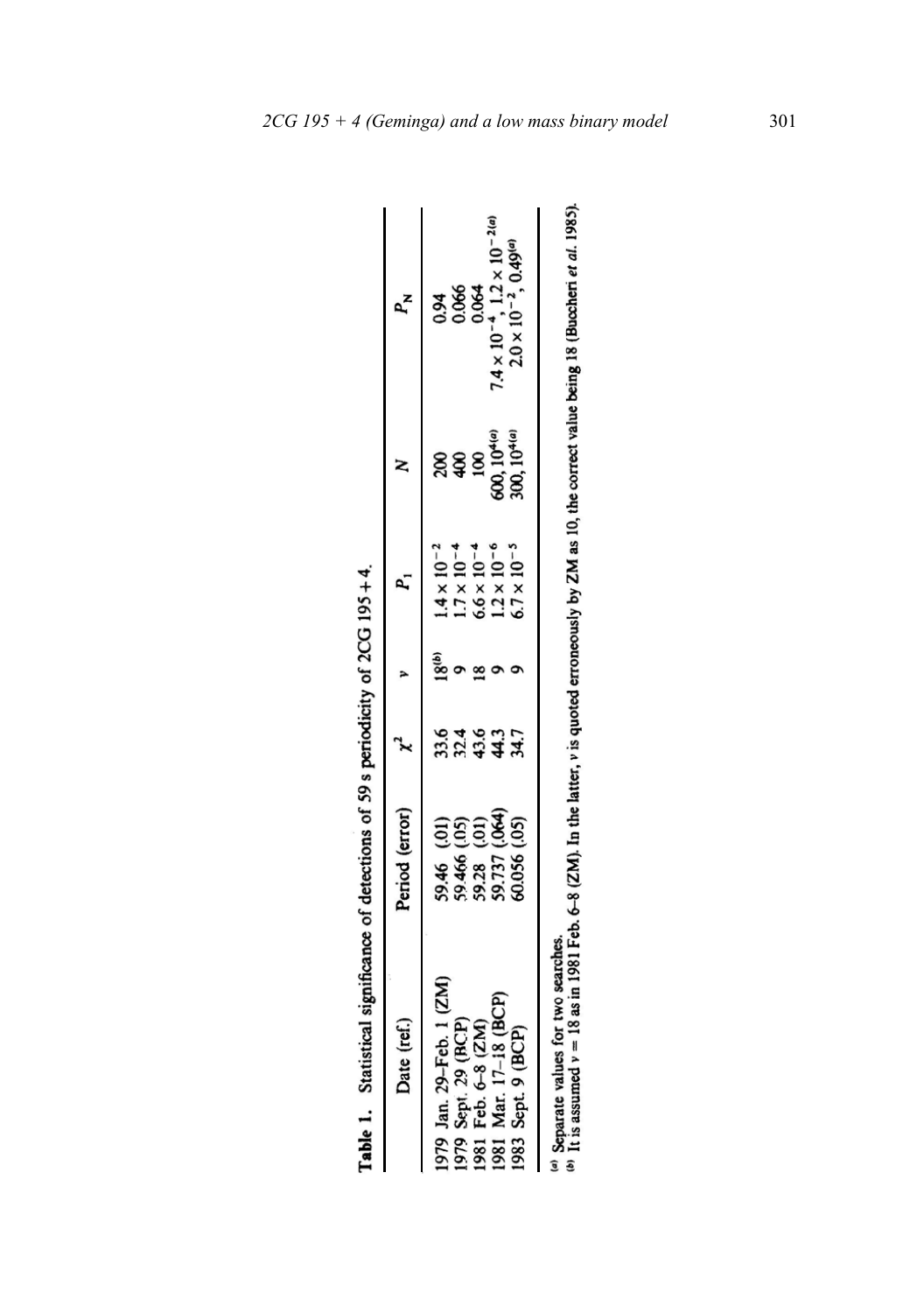**Table 1.** Statistical significance of detections of 59 s periodicity of 2CG 195+4.

| Date (ref.) | Period (error) | $\chi^2$ | $\nu$ | $P_1$ | $N$ | $P_N$ |
|---|---|---|---|---|---|---|
| 1979 Jan. 29–Feb. 1 (ZM) | 59.46 (.01) | 33.6 | 18[b] | $1.4 \times 10^{-2}$ | 200 | 0.94 |
| 1979 Sept. 29 (BCP) | 59.466 (.05) | 32.4 | 9 | $1.7 \times 10^{-4}$ | 400 | 0.066 |
| 1981 Feb. 6–8 (ZM) | 59.28 (.01) | 43.6 | 18 | $6.6 \times 10^{-4}$ | 100 | 0.064 |
| 1981 Mar. 17–18 (BCP) | 59.737 (.064) | 44.3 | 9 | $1.2 \times 10^{-6}$ | 600, $10^4$[a] | $7.4 \times 10^{-4}$, $1.2 \times 10^{-2}$[a] |
| 1983 Sept. 9 (BCP) | 60.056 (.05) | 34.7 | 9 | $6.7 \times 10^{-5}$ | 300, $10^4$[a] | $2.0 \times 10^{-2}$, 0.49[a] |

[a] Separate values for two searches.
[b] It is assumed $\nu = 18$ as in 1981 Feb. 6–8 (ZM). In the latter, $\nu$ is quoted erroneously by ZM as 10, the correct value being 18 (Buccheri *et al.* 1985).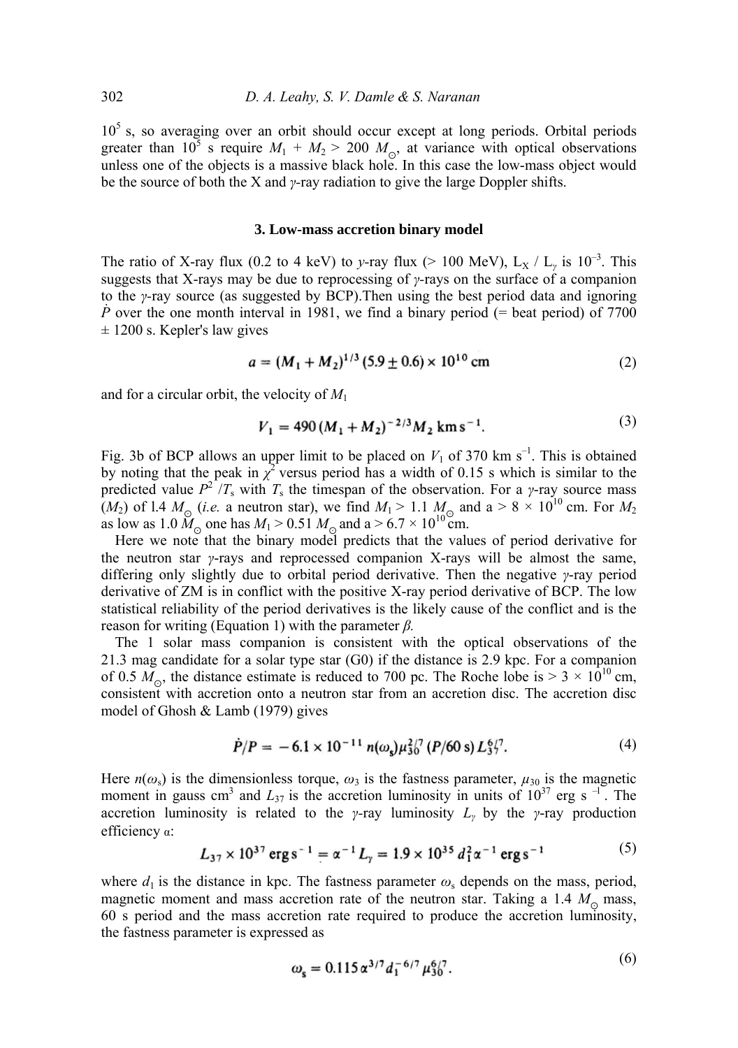$10^5$ s, so averaging over an orbit should occur except at long periods. Orbital periods greater than $10^5$ s require $M_1 + M_2 > 200\ M_\odot$, at variance with optical observations unless one of the objects is a massive black hole. In this case the low-mass object would be the source of both the X and $\gamma$-ray radiation to give the large Doppler shifts.

### 3. Low-mass accretion binary model

The ratio of X-ray flux (0.2 to 4 keV) to $\gamma$-ray flux (> 100 MeV), $L_X / L_\gamma$ is $10^{-3}$. This suggests that X-rays may be due to reprocessing of $\gamma$-rays on the surface of a companion to the $\gamma$-ray source (as suggested by BCP).Then using the best period data and ignoring $\dot{P}$ over the one month interval in 1981, we find a binary period (= beat period) of 7700 ± 1200 s. Kepler's law gives

$$a = (M_1 + M_2)^{1/3}\,(5.9 \pm 0.6) \times 10^{10}\ \text{cm} \tag{2}$$

and for a circular orbit, the velocity of $M_1$

$$V_1 = 490\,(M_1 + M_2)^{-2/3} M_2\ \text{km s}^{-1}. \tag{3}$$

Fig. 3b of BCP allows an upper limit to be placed on $V_1$ of 370 km s$^{-1}$. This is obtained by noting that the peak in $\chi^2$ versus period has a width of 0.15 s which is similar to the predicted value $P^2/T_s$ with $T_s$ the timespan of the observation. For a $\gamma$-ray source mass ($M_2$) of 1.4 $M_\odot$ (*i.e.* a neutron star), we find $M_1 > 1.1\ M_\odot$ and a > $8 \times 10^{10}$ cm. For $M_2$ as low as 1.0 $M_\odot$ one has $M_1 > 0.51\ M_\odot$ and a > $6.7 \times 10^{10}$ cm.

Here we note that the binary model predicts that the values of period derivative for the neutron star $\gamma$-rays and reprocessed companion X-rays will be almost the same, differing only slightly due to orbital period derivative. Then the negative $\gamma$-ray period derivative of ZM is in conflict with the positive X-ray period derivative of BCP. The low statistical reliability of the period derivatives is the likely cause of the conflict and is the reason for writing (Equation 1) with the parameter $\beta$.

The 1 solar mass companion is consistent with the optical observations of the 21.3 mag candidate for a solar type star (G0) if the distance is 2.9 kpc. For a companion of 0.5 $M_\odot$, the distance estimate is reduced to 700 pc. The Roche lobe is > $3 \times 10^{10}$ cm, consistent with accretion onto a neutron star from an accretion disc. The accretion disc model of Ghosh & Lamb (1979) gives

$$\dot{P}/P = -6.1 \times 10^{-11}\, n(\omega_s)\mu_{30}^{2/7}\,(P/60\ \text{s})\,L_{37}^{6/7}. \tag{4}$$

Here $n(\omega_s)$ is the dimensionless torque, $\omega_3$ is the fastness parameter, $\mu_{30}$ is the magnetic moment in gauss cm$^3$ and $L_{37}$ is the accretion luminosity in units of $10^{37}$ erg s$^{-1}$. The accretion luminosity is related to the $\gamma$-ray luminosity $L_\gamma$ by the $\gamma$-ray production efficiency $\alpha$:

$$L_{37} \times 10^{37}\ \text{erg s}^{-1} = \alpha^{-1} L_\gamma = 1.9 \times 10^{35}\, d_1^2 \alpha^{-1}\ \text{erg s}^{-1} \tag{5}$$

where $d_1$ is the distance in kpc. The fastness parameter $\omega_s$ depends on the mass, period, magnetic moment and mass accretion rate of the neutron star. Taking a 1.4 $M_\odot$ mass, 60 s period and the mass accretion rate required to produce the accretion luminosity, the fastness parameter is expressed as

$$\omega_s = 0.115\,\alpha^{3/7} d_1^{-6/7} \mu_{30}^{6/7}. \tag{6}$$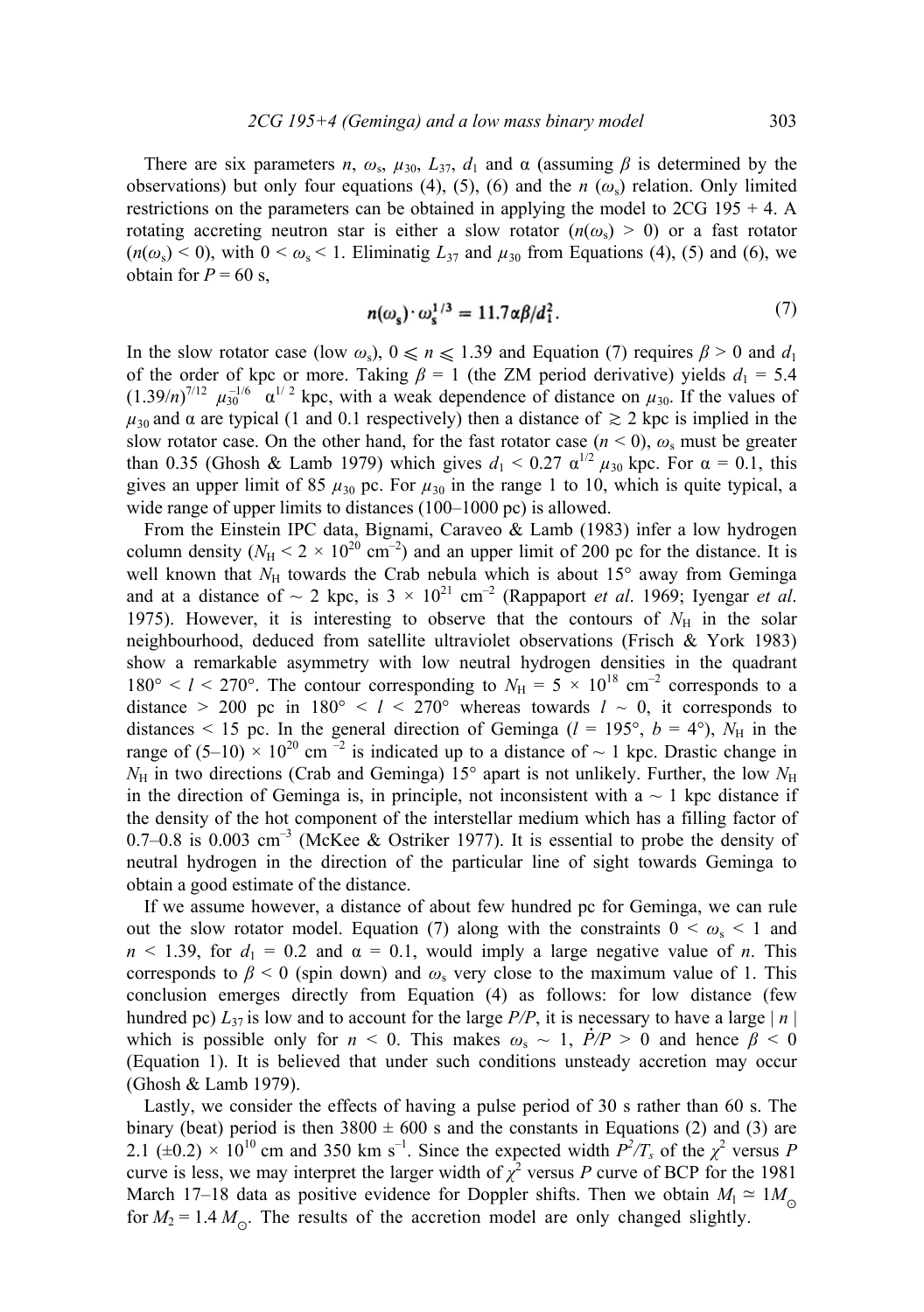There are six parameters $n$, $\omega_s$, $\mu_{30}$, $L_{37}$, $d_1$ and α (assuming $\beta$ is determined by the observations) but only four equations (4), (5), (6) and the $n$ ($\omega_s$) relation. Only limited restrictions on the parameters can be obtained in applying the model to 2CG 195 + 4. A rotating accreting neutron star is either a slow rotator ($n(\omega_s) > 0$) or a fast rotator ($n(\omega_s) < 0$), with $0 < \omega_s < 1$. Eliminatig $L_{37}$ and $\mu_{30}$ from Equations (4), (5) and (6), we obtain for $P = 60$ s,

$$n(\omega_s) \cdot \omega_s^{1/3} = 11.7\alpha\beta/d_1^2. \tag{7}$$

In the slow rotator case (low $\omega_s$), $0 \leqslant n \leqslant 1.39$ and Equation (7) requires $\beta > 0$ and $d_1$ of the order of kpc or more. Taking $\beta = 1$ (the ZM period derivative) yields $d_1 = 5.4\ (1.39/n)^{7/12}\ \mu_{30}^{-1/6}\ \alpha^{1/2}$ kpc, with a weak dependence of distance on $\mu_{30}$. If the values of $\mu_{30}$ and α are typical (1 and 0.1 respectively) then a distance of $\gtrsim 2$ kpc is implied in the slow rotator case. On the other hand, for the fast rotator case ($n < 0$), $\omega_s$ must be greater than 0.35 (Ghosh & Lamb 1979) which gives $d_1 < 0.27\ \alpha^{1/2}\ \mu_{30}$ kpc. For $\alpha = 0.1$, this gives an upper limit of 85 $\mu_{30}$ pc. For $\mu_{30}$ in the range 1 to 10, which is quite typical, a wide range of upper limits to distances (100–1000 pc) is allowed.

From the Einstein IPC data, Bignami, Caraveo & Lamb (1983) infer a low hydrogen column density ($N_H < 2 \times 10^{20}$ cm$^{-2}$) and an upper limit of 200 pc for the distance. It is well known that $N_H$ towards the Crab nebula which is about 15° away from Geminga and at a distance of ~ 2 kpc, is $3 \times 10^{21}$ cm$^{-2}$ (Rappaport *et al*. 1969; Iyengar *et al*. 1975). However, it is interesting to observe that the contours of $N_H$ in the solar neighbourhood, deduced from satellite ultraviolet observations (Frisch & York 1983) show a remarkable asymmetry with low neutral hydrogen densities in the quadrant $180° < l < 270°$. The contour corresponding to $N_H = 5 \times 10^{18}$ cm$^{-2}$ corresponds to a distance > 200 pc in $180° < l < 270°$ whereas towards $l \sim 0$, it corresponds to distances < 15 pc. In the general direction of Geminga ($l = 195°$, $b = 4°$), $N_H$ in the range of (5–10) $\times 10^{20}$ cm$^{-2}$ is indicated up to a distance of ~ 1 kpc. Drastic change in $N_H$ in two directions (Crab and Geminga) 15° apart is not unlikely. Further, the low $N_H$ in the direction of Geminga is, in principle, not inconsistent with a ~ 1 kpc distance if the density of the hot component of the interstellar medium which has a filling factor of 0.7–0.8 is 0.003 cm$^{-3}$ (McKee & Ostriker 1977). It is essential to probe the density of neutral hydrogen in the direction of the particular line of sight towards Geminga to obtain a good estimate of the distance.

If we assume however, a distance of about few hundred pc for Geminga, we can rule out the slow rotator model. Equation (7) along with the constraints $0 < \omega_s < 1$ and $n < 1.39$, for $d_1 = 0.2$ and $\alpha = 0.1$, would imply a large negative value of $n$. This corresponds to $\beta < 0$ (spin down) and $\omega_s$ very close to the maximum value of 1. This conclusion emerges directly from Equation (4) as follows: for low distance (few hundred pc) $L_{37}$ is low and to account for the large $P/P$, it is necessary to have a large $|n|$ which is possible only for $n < 0$. This makes $\omega_s \sim 1$, $\dot{P}/P > 0$ and hence $\beta < 0$ (Equation 1). It is believed that under such conditions unsteady accretion may occur (Ghosh & Lamb 1979).

Lastly, we consider the effects of having a pulse period of 30 s rather than 60 s. The binary (beat) period is then 3800 ± 600 s and the constants in Equations (2) and (3) are 2.1 (±0.2) $\times 10^{10}$ cm and 350 km s$^{-1}$. Since the expected width $P^2/T_s$ of the $\chi^2$ versus $P$ curve is less, we may interpret the larger width of $\chi^2$ versus $P$ curve of BCP for the 1981 March 17–18 data as positive evidence for Doppler shifts. Then we obtain $M_1 \simeq 1 M_\odot$ for $M_2 = 1.4\ M_\odot$. The results of the accretion model are only changed slightly.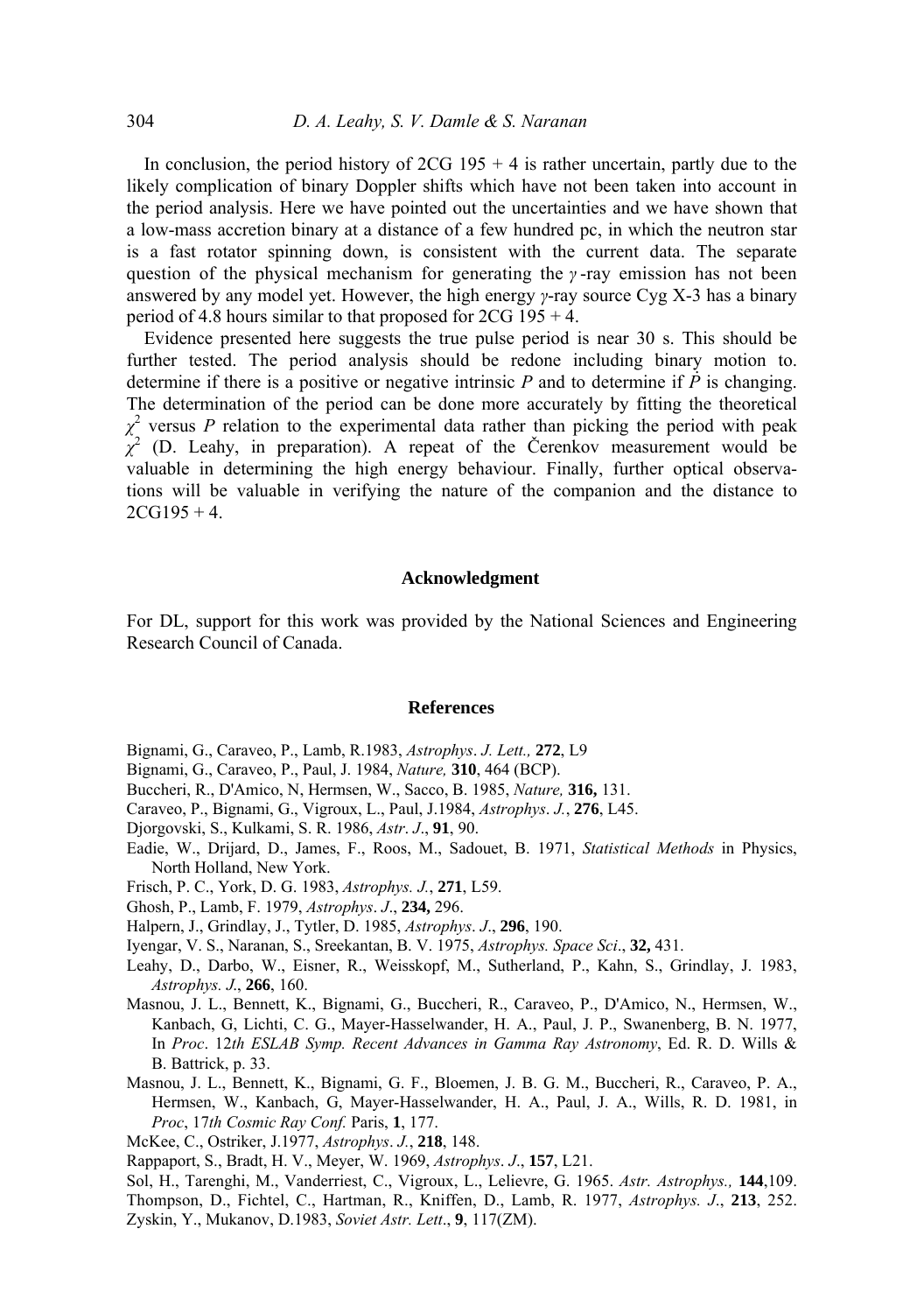In conclusion, the period history of 2CG 195 + 4 is rather uncertain, partly due to the likely complication of binary Doppler shifts which have not been taken into account in the period analysis. Here we have pointed out the uncertainties and we have shown that a low-mass accretion binary at a distance of a few hundred pc, in which the neutron star is a fast rotator spinning down, is consistent with the current data. The separate question of the physical mechanism for generating the $\gamma$-ray emission has not been answered by any model yet. However, the high energy $\gamma$-ray source Cyg X-3 has a binary period of 4.8 hours similar to that proposed for 2CG 195 + 4.

Evidence presented here suggests the true pulse period is near 30 s. This should be further tested. The period analysis should be redone including binary motion to. determine if there is a positive or negative intrinsic $P$ and to determine if $\dot{P}$ is changing. The determination of the period can be done more accurately by fitting the theoretical $\chi^2$ versus $P$ relation to the experimental data rather than picking the period with peak $\chi^2$ (D. Leahy, in preparation). A repeat of the Čerenkov measurement would be valuable in determining the high energy behaviour. Finally, further optical observations will be valuable in verifying the nature of the companion and the distance to 2CG195 + 4.

## Acknowledgment

For DL, support for this work was provided by the National Sciences and Engineering Research Council of Canada.

## References

Bignami, G., Caraveo, P., Lamb, R.1983, *Astrophys. J. Lett.,* **272**, L9

Bignami, G., Caraveo, P., Paul, J. 1984, *Nature,* **310**, 464 (BCP).

Buccheri, R., D'Amico, N, Hermsen, W., Sacco, B. 1985, *Nature,* **316,** 131.

Caraveo, P., Bignami, G., Vigroux, L., Paul, J.1984, *Astrophys. J.*, **276**, L45.

Djorgovski, S., Kulkami, S. R. 1986, *Astr. J.*, **91**, 90.

Eadie, W., Drijard, D., James, F., Roos, M., Sadouet, B. 1971, *Statistical Methods* in Physics, North Holland, New York.

Frisch, P. C., York, D. G. 1983, *Astrophys. J.*, **271**, L59.

Ghosh, P., Lamb, F. 1979, *Astrophys. J.*, **234,** 296.

Halpern, J., Grindlay, J., Tytler, D. 1985, *Astrophys. J.*, **296**, 190.

Iyengar, V. S., Naranan, S., Sreekantan, B. V. 1975, *Astrophys. Space Sci.*, **32,** 431.

Leahy, D., Darbo, W., Eisner, R., Weisskopf, M., Sutherland, P., Kahn, S., Grindlay, J. 1983, *Astrophys. J.*, **266**, 160.

Masnou, J. L., Bennett, K., Bignami, G., Buccheri, R., Caraveo, P., D'Amico, N., Hermsen, W., Kanbach, G, Lichti, C. G., Mayer-Hasselwander, H. A., Paul, J. P., Swanenberg, B. N. 1977, In *Proc*. 12*th ESLAB Symp. Recent Advances in Gamma Ray Astronomy*, Ed. R. D. Wills & B. Battrick, p. 33.

Masnou, J. L., Bennett, K., Bignami, G. F., Bloemen, J. B. G. M., Buccheri, R., Caraveo, P. A., Hermsen, W., Kanbach, G, Mayer-Hasselwander, H. A., Paul, J. A., Wills, R. D. 1981, in *Proc*, 17*th Cosmic Ray Conf.* Paris, **1**, 177.

McKee, C., Ostriker, J.1977, *Astrophys. J.*, **218**, 148.

Rappaport, S., Bradt, H. V., Meyer, W. 1969, *Astrophys. J*., **157**, L21.

Sol, H., Tarenghi, M., Vanderriest, C., Vigroux, L., Lelievre, G. 1965. *Astr. Astrophys.,* **144**,109.

Thompson, D., Fichtel, C., Hartman, R., Kniffen, D., Lamb, R. 1977, *Astrophys. J*., **213**, 252.

Zyskin, Y., Mukanov, D.1983, *Soviet Astr. Lett*., **9**, 117(ZM).